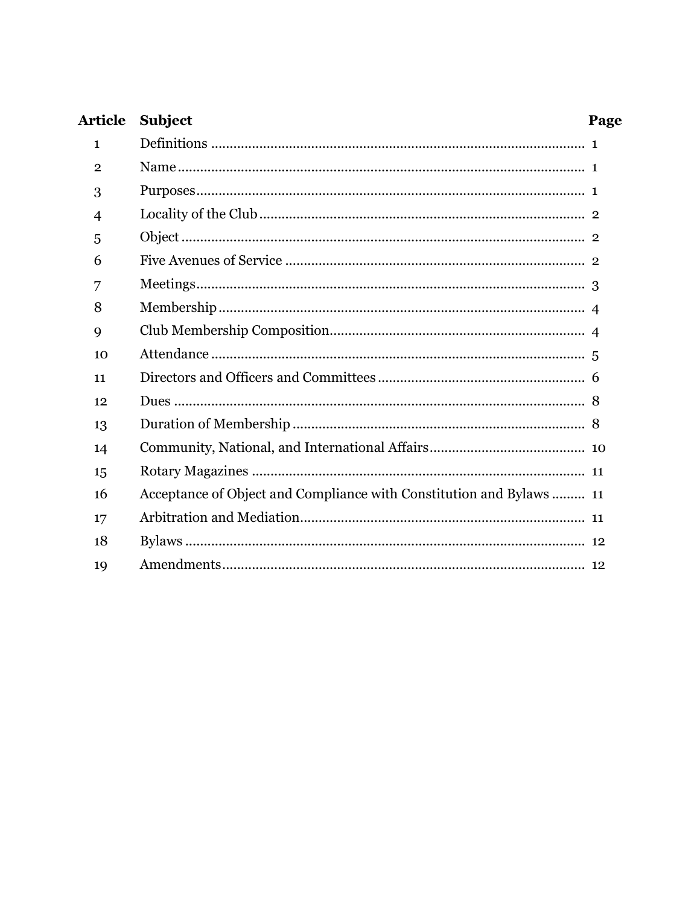| Article | Subject | Page |
| --- | --- | --- |
| 1 | Definitions | 1 |
| 2 | Name | 1 |
| 3 | Purposes | 1 |
| 4 | Locality of the Club | 2 |
| 5 | Object | 2 |
| 6 | Five Avenues of Service | 2 |
| 7 | Meetings | 3 |
| 8 | Membership | 4 |
| 9 | Club Membership Composition | 4 |
| 10 | Attendance | 5 |
| 11 | Directors and Officers and Committees | 6 |
| 12 | Dues | 8 |
| 13 | Duration of Membership | 8 |
| 14 | Community, National, and International Affairs | 10 |
| 15 | Rotary Magazines | 11 |
| 16 | Acceptance of Object and Compliance with Constitution and Bylaws | 11 |
| 17 | Arbitration and Mediation | 11 |
| 18 | Bylaws | 12 |
| 19 | Amendments | 12 |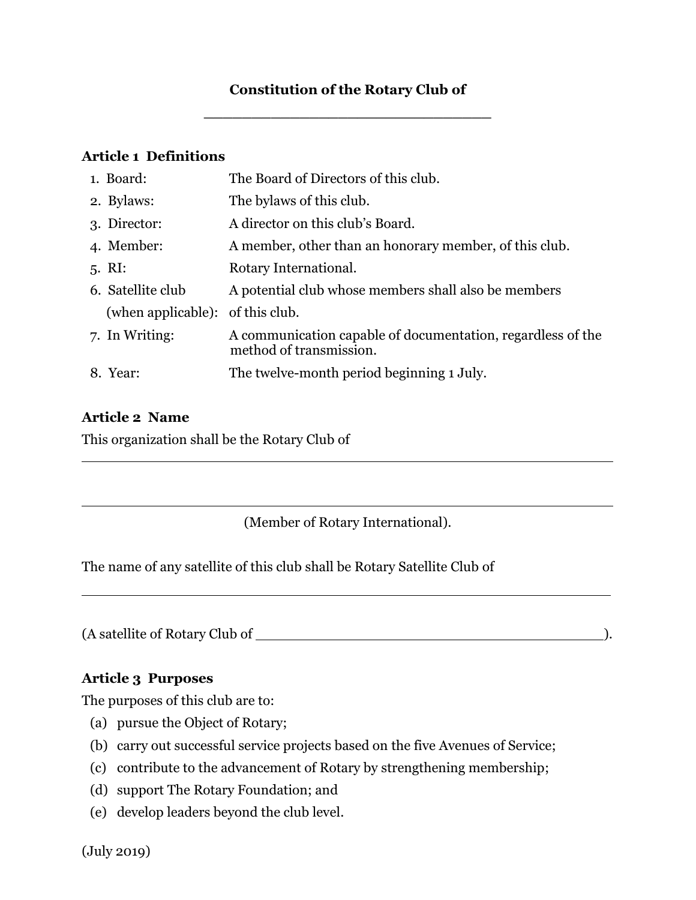# Constitution of the Rotary Club of

\_\_\_\_\_\_\_\_\_\_\_\_\_\_\_\_\_\_\_\_\_\_\_\_\_\_\_\_\_\_\_\_

## Article 1 Definitions

| | | |
|---|---|---|
| 1. | Board: | The Board of Directors of this club. |
| 2. | Bylaws: | The bylaws of this club. |
| 3. | Director: | A director on this club's Board. |
| 4. | Member: | A member, other than an honorary member, of this club. |
| 5. | RI: | Rotary International. |
| 6. | Satellite club (when applicable): | A potential club whose members shall also be members of this club. |
| 7. | In Writing: | A communication capable of documentation, regardless of the method of transmission. |
| 8. | Year: | The twelve-month period beginning 1 July. |

## Article 2 Name

This organization shall be the Rotary Club of

\_\_\_\_\_\_\_\_\_\_\_\_\_\_\_\_\_\_\_\_\_\_\_\_\_\_\_\_\_\_\_\_\_\_\_\_\_\_\_\_\_\_\_\_\_\_\_\_\_\_\_\_\_\_\_\_\_\_\_\_

\_\_\_\_\_\_\_\_\_\_\_\_\_\_\_\_\_\_\_\_\_\_\_\_\_\_\_\_\_\_\_\_\_\_\_\_\_\_\_\_\_\_\_\_\_\_\_\_\_\_\_\_\_\_\_\_\_\_\_\_

(Member of Rotary International).

The name of any satellite of this club shall be Rotary Satellite Club of

\_\_\_\_\_\_\_\_\_\_\_\_\_\_\_\_\_\_\_\_\_\_\_\_\_\_\_\_\_\_\_\_\_\_\_\_\_\_\_\_\_\_\_\_\_\_\_\_\_\_\_\_\_\_\_\_\_\_\_\_

(A satellite of Rotary Club of \_\_\_\_\_\_\_\_\_\_\_\_\_\_\_\_\_\_\_\_\_\_\_\_\_\_\_\_\_\_\_\_\_\_\_\_\_\_\_\_).

## Article 3 Purposes

The purposes of this club are to:

(a) pursue the Object of Rotary;

(b) carry out successful service projects based on the five Avenues of Service;

(c) contribute to the advancement of Rotary by strengthening membership;

(d) support The Rotary Foundation; and

(e) develop leaders beyond the club level.

(July 2019)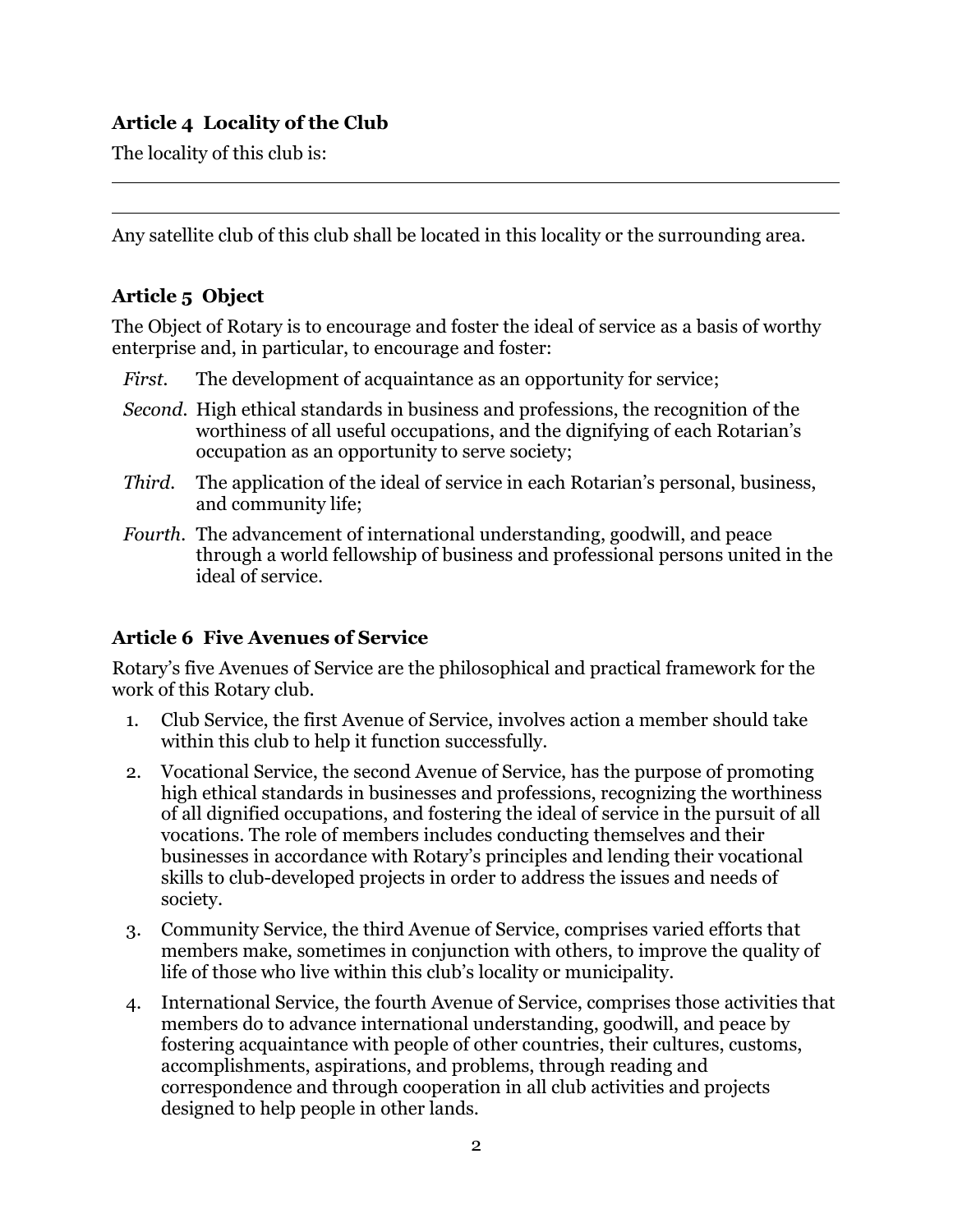### Article 4 Locality of the Club

The locality of this club is:

\_\_\_\_\_\_\_\_\_\_\_\_\_\_\_\_\_\_\_\_\_\_\_\_\_\_\_\_\_\_\_\_\_\_\_\_\_\_\_\_\_\_\_\_\_\_\_\_\_\_\_\_\_\_\_\_\_\_\_\_\_\_\_\_\_\_\_\_\_\_\_\_\_\_\_\_\_\_

\_\_\_\_\_\_\_\_\_\_\_\_\_\_\_\_\_\_\_\_\_\_\_\_\_\_\_\_\_\_\_\_\_\_\_\_\_\_\_\_\_\_\_\_\_\_\_\_\_\_\_\_\_\_\_\_\_\_\_\_\_\_\_\_\_\_\_\_\_\_\_\_\_\_\_\_\_\_

Any satellite club of this club shall be located in this locality or the surrounding area.

### Article 5 Object

The Object of Rotary is to encourage and foster the ideal of service as a basis of worthy enterprise and, in particular, to encourage and foster:

*First*. The development of acquaintance as an opportunity for service;

*Second*. High ethical standards in business and professions, the recognition of the worthiness of all useful occupations, and the dignifying of each Rotarian's occupation as an opportunity to serve society;

*Third*. The application of the ideal of service in each Rotarian's personal, business, and community life;

*Fourth*. The advancement of international understanding, goodwill, and peace through a world fellowship of business and professional persons united in the ideal of service.

### Article 6 Five Avenues of Service

Rotary's five Avenues of Service are the philosophical and practical framework for the work of this Rotary club.

1. Club Service, the first Avenue of Service, involves action a member should take within this club to help it function successfully.
2. Vocational Service, the second Avenue of Service, has the purpose of promoting high ethical standards in businesses and professions, recognizing the worthiness of all dignified occupations, and fostering the ideal of service in the pursuit of all vocations. The role of members includes conducting themselves and their businesses in accordance with Rotary's principles and lending their vocational skills to club-developed projects in order to address the issues and needs of society.
3. Community Service, the third Avenue of Service, comprises varied efforts that members make, sometimes in conjunction with others, to improve the quality of life of those who live within this club's locality or municipality.
4. International Service, the fourth Avenue of Service, comprises those activities that members do to advance international understanding, goodwill, and peace by fostering acquaintance with people of other countries, their cultures, customs, accomplishments, aspirations, and problems, through reading and correspondence and through cooperation in all club activities and projects designed to help people in other lands.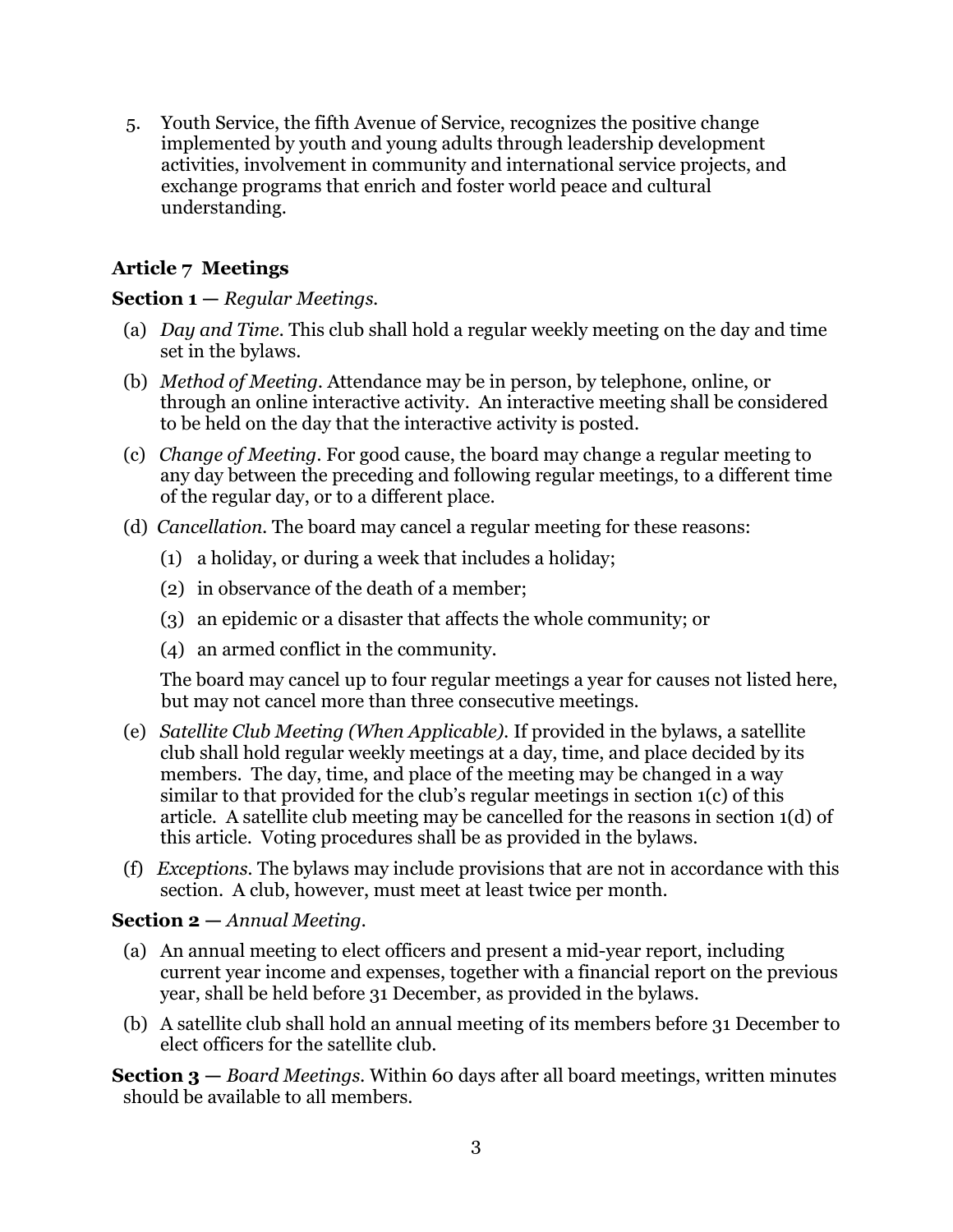5. Youth Service, the fifth Avenue of Service, recognizes the positive change implemented by youth and young adults through leadership development activities, involvement in community and international service projects, and exchange programs that enrich and foster world peace and cultural understanding.

### Article 7 Meetings

**Section 1 —** *Regular Meetings.*

(a) *Day and Time*. This club shall hold a regular weekly meeting on the day and time set in the bylaws.

(b) *Method of Meeting*. Attendance may be in person, by telephone, online, or through an online interactive activity. An interactive meeting shall be considered to be held on the day that the interactive activity is posted.

(c) *Change of Meeting*. For good cause, the board may change a regular meeting to any day between the preceding and following regular meetings, to a different time of the regular day, or to a different place.

(d) *Cancellation.* The board may cancel a regular meeting for these reasons:

(1) a holiday, or during a week that includes a holiday;

(2) in observance of the death of a member;

(3) an epidemic or a disaster that affects the whole community; or

(4) an armed conflict in the community.

The board may cancel up to four regular meetings a year for causes not listed here, but may not cancel more than three consecutive meetings.

(e) *Satellite Club Meeting (When Applicable).* If provided in the bylaws, a satellite club shall hold regular weekly meetings at a day, time, and place decided by its members. The day, time, and place of the meeting may be changed in a way similar to that provided for the club's regular meetings in section 1(c) of this article. A satellite club meeting may be cancelled for the reasons in section 1(d) of this article. Voting procedures shall be as provided in the bylaws.

(f) *Exceptions*. The bylaws may include provisions that are not in accordance with this section. A club, however, must meet at least twice per month.

**Section 2 —** *Annual Meeting.*

(a) An annual meeting to elect officers and present a mid-year report, including current year income and expenses, together with a financial report on the previous year, shall be held before 31 December, as provided in the bylaws.

(b) A satellite club shall hold an annual meeting of its members before 31 December to elect officers for the satellite club.

**Section 3 —** *Board Meetings.* Within 60 days after all board meetings, written minutes should be available to all members.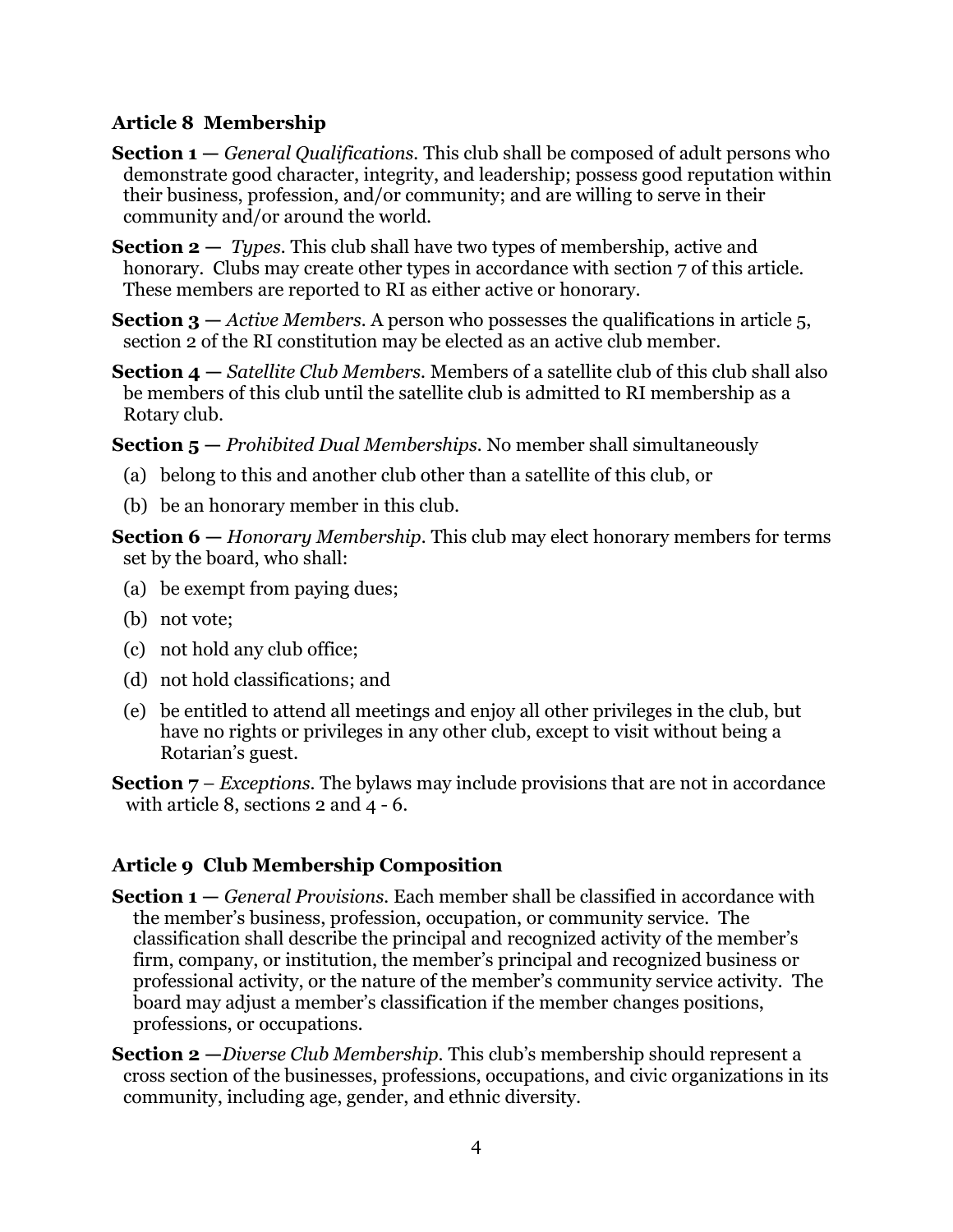### Article 8 Membership

**Section 1 —** *General Qualifications.* This club shall be composed of adult persons who demonstrate good character, integrity, and leadership; possess good reputation within their business, profession, and/or community; and are willing to serve in their community and/or around the world.

**Section 2 —** *Types.* This club shall have two types of membership, active and honorary. Clubs may create other types in accordance with section 7 of this article. These members are reported to RI as either active or honorary.

**Section 3 —** *Active Members.* A person who possesses the qualifications in article 5, section 2 of the RI constitution may be elected as an active club member.

**Section 4 —** *Satellite Club Members.* Members of a satellite club of this club shall also be members of this club until the satellite club is admitted to RI membership as a Rotary club.

**Section 5 —** *Prohibited Dual Memberships.* No member shall simultaneously

- (a) belong to this and another club other than a satellite of this club, or
- (b) be an honorary member in this club.

**Section 6 —** *Honorary Membership.* This club may elect honorary members for terms set by the board, who shall:

- (a) be exempt from paying dues;
- (b) not vote;
- (c) not hold any club office;
- (d) not hold classifications; and
- (e) be entitled to attend all meetings and enjoy all other privileges in the club, but have no rights or privileges in any other club, except to visit without being a Rotarian's guest.

**Section 7** – *Exceptions.* The bylaws may include provisions that are not in accordance with article 8, sections 2 and 4 - 6.

### Article 9 Club Membership Composition

**Section 1 —** *General Provisions.* Each member shall be classified in accordance with the member's business, profession, occupation, or community service. The classification shall describe the principal and recognized activity of the member's firm, company, or institution, the member's principal and recognized business or professional activity, or the nature of the member's community service activity. The board may adjust a member's classification if the member changes positions, professions, or occupations.

**Section 2 —***Diverse Club Membership.* This club's membership should represent a cross section of the businesses, professions, occupations, and civic organizations in its community, including age, gender, and ethnic diversity.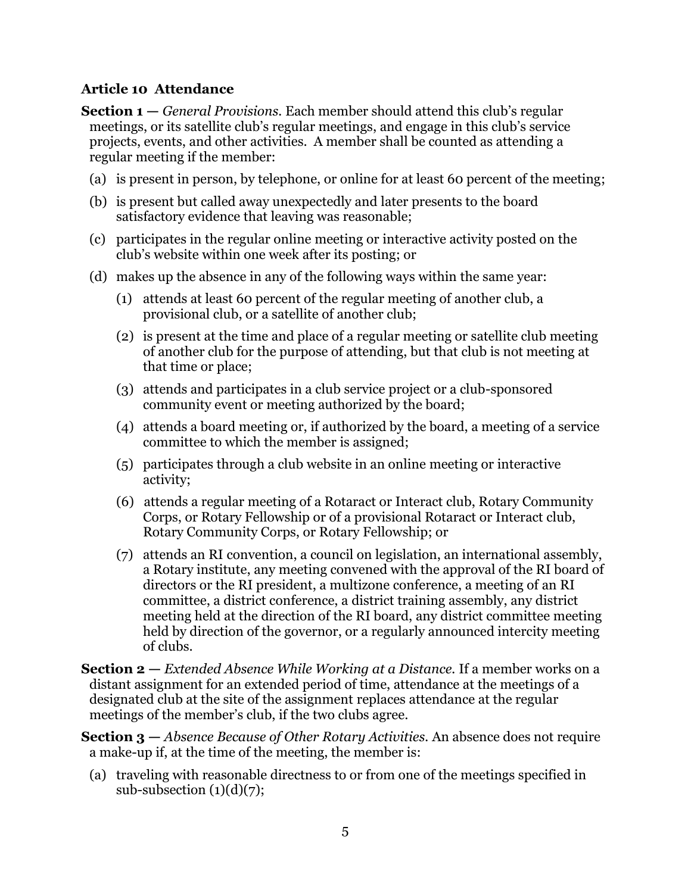### Article 10 Attendance

**Section 1 —** *General Provisions.* Each member should attend this club's regular meetings, or its satellite club's regular meetings, and engage in this club's service projects, events, and other activities. A member shall be counted as attending a regular meeting if the member:

(a) is present in person, by telephone, or online for at least 60 percent of the meeting;

(b) is present but called away unexpectedly and later presents to the board satisfactory evidence that leaving was reasonable;

(c) participates in the regular online meeting or interactive activity posted on the club's website within one week after its posting; or

(d) makes up the absence in any of the following ways within the same year:

   (1) attends at least 60 percent of the regular meeting of another club, a provisional club, or a satellite of another club;

   (2) is present at the time and place of a regular meeting or satellite club meeting of another club for the purpose of attending, but that club is not meeting at that time or place;

   (3) attends and participates in a club service project or a club-sponsored community event or meeting authorized by the board;

   (4) attends a board meeting or, if authorized by the board, a meeting of a service committee to which the member is assigned;

   (5) participates through a club website in an online meeting or interactive activity;

   (6) attends a regular meeting of a Rotaract or Interact club, Rotary Community Corps, or Rotary Fellowship or of a provisional Rotaract or Interact club, Rotary Community Corps, or Rotary Fellowship; or

   (7) attends an RI convention, a council on legislation, an international assembly, a Rotary institute, any meeting convened with the approval of the RI board of directors or the RI president, a multizone conference, a meeting of an RI committee, a district conference, a district training assembly, any district meeting held at the direction of the RI board, any district committee meeting held by direction of the governor, or a regularly announced intercity meeting of clubs.

**Section 2 —** *Extended Absence While Working at a Distance.* If a member works on a distant assignment for an extended period of time, attendance at the meetings of a designated club at the site of the assignment replaces attendance at the regular meetings of the member's club, if the two clubs agree.

**Section 3 —** *Absence Because of Other Rotary Activities.* An absence does not require a make-up if, at the time of the meeting, the member is:

(a) traveling with reasonable directness to or from one of the meetings specified in sub-subsection (1)(d)(7);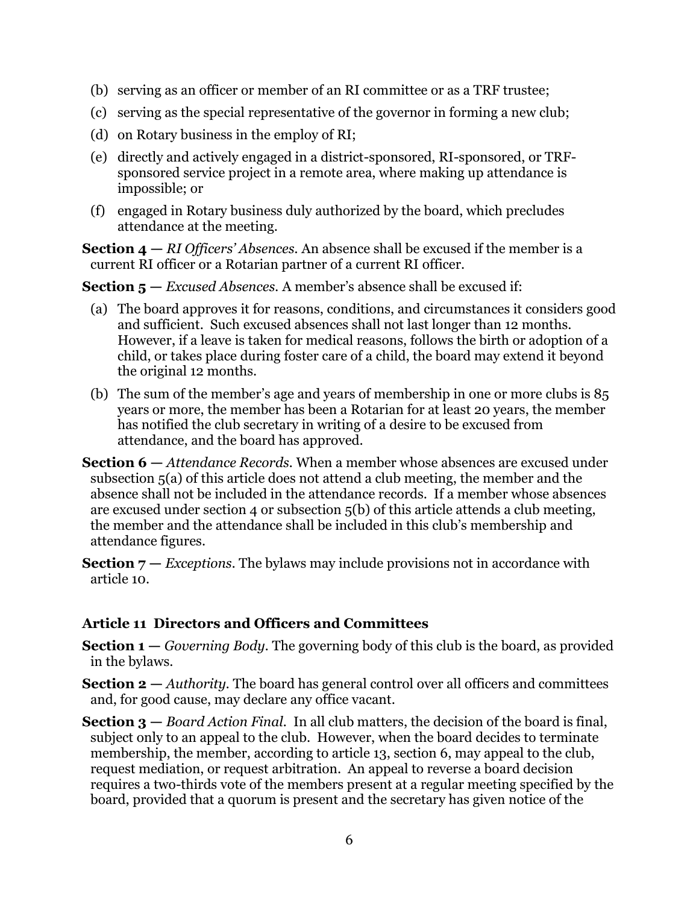(b) serving as an officer or member of an RI committee or as a TRF trustee;

(c) serving as the special representative of the governor in forming a new club;

(d) on Rotary business in the employ of RI;

(e) directly and actively engaged in a district-sponsored, RI-sponsored, or TRF-sponsored service project in a remote area, where making up attendance is impossible; or

(f) engaged in Rotary business duly authorized by the board, which precludes attendance at the meeting.

**Section 4 —** *RI Officers' Absences.* An absence shall be excused if the member is a current RI officer or a Rotarian partner of a current RI officer.

**Section 5 —** *Excused Absences.* A member's absence shall be excused if:

(a) The board approves it for reasons, conditions, and circumstances it considers good and sufficient. Such excused absences shall not last longer than 12 months. However, if a leave is taken for medical reasons, follows the birth or adoption of a child, or takes place during foster care of a child, the board may extend it beyond the original 12 months.

(b) The sum of the member's age and years of membership in one or more clubs is 85 years or more, the member has been a Rotarian for at least 20 years, the member has notified the club secretary in writing of a desire to be excused from attendance, and the board has approved.

**Section 6 —** *Attendance Records.* When a member whose absences are excused under subsection 5(a) of this article does not attend a club meeting, the member and the absence shall not be included in the attendance records. If a member whose absences are excused under section 4 or subsection 5(b) of this article attends a club meeting, the member and the attendance shall be included in this club's membership and attendance figures.

**Section 7 —** *Exceptions.* The bylaws may include provisions not in accordance with article 10.

### Article 11 Directors and Officers and Committees

**Section 1 —** *Governing Body.* The governing body of this club is the board, as provided in the bylaws.

**Section 2 —** *Authority.* The board has general control over all officers and committees and, for good cause, may declare any office vacant.

**Section 3 —** *Board Action Final.* In all club matters, the decision of the board is final, subject only to an appeal to the club. However, when the board decides to terminate membership, the member, according to article 13, section 6, may appeal to the club, request mediation, or request arbitration. An appeal to reverse a board decision requires a two-thirds vote of the members present at a regular meeting specified by the board, provided that a quorum is present and the secretary has given notice of the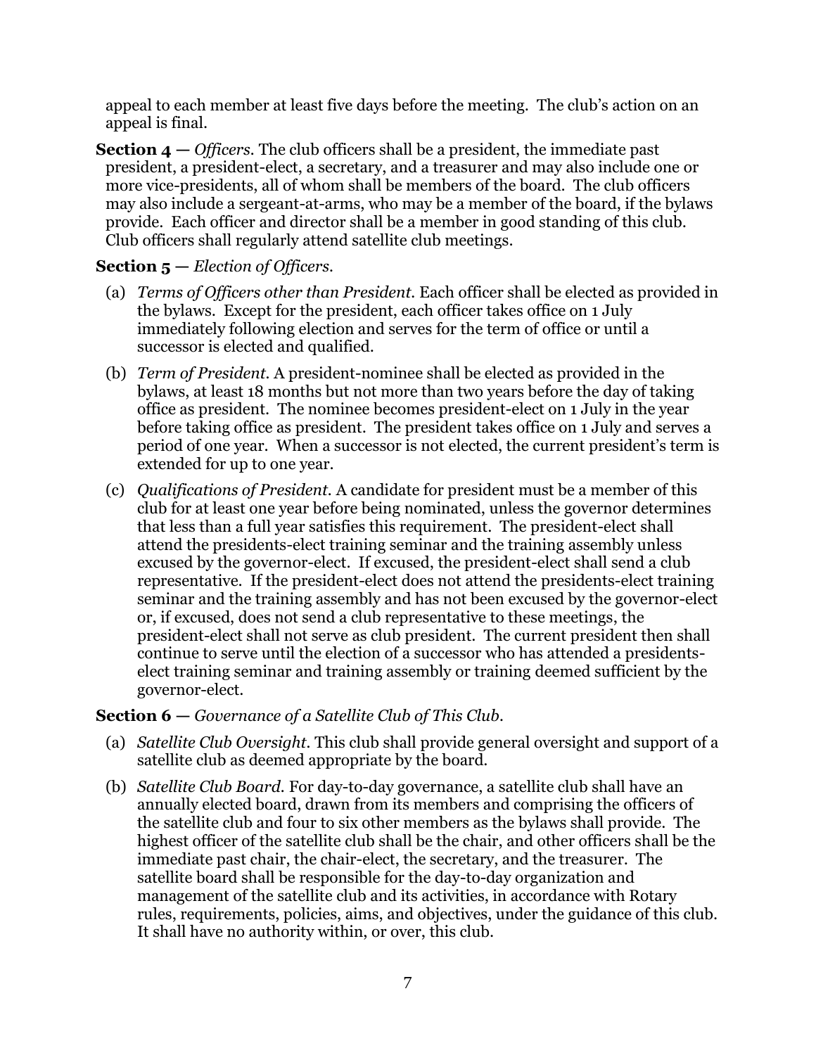appeal to each member at least five days before the meeting. The club's action on an appeal is final.

**Section 4 —** *Officers.* The club officers shall be a president, the immediate past president, a president-elect, a secretary, and a treasurer and may also include one or more vice-presidents, all of whom shall be members of the board. The club officers may also include a sergeant-at-arms, who may be a member of the board, if the bylaws provide. Each officer and director shall be a member in good standing of this club. Club officers shall regularly attend satellite club meetings.

**Section 5 —** *Election of Officers.*

(a) *Terms of Officers other than President.* Each officer shall be elected as provided in the bylaws. Except for the president, each officer takes office on 1 July immediately following election and serves for the term of office or until a successor is elected and qualified.

(b) *Term of President.* A president-nominee shall be elected as provided in the bylaws, at least 18 months but not more than two years before the day of taking office as president. The nominee becomes president-elect on 1 July in the year before taking office as president. The president takes office on 1 July and serves a period of one year. When a successor is not elected, the current president's term is extended for up to one year.

(c) *Qualifications of President.* A candidate for president must be a member of this club for at least one year before being nominated, unless the governor determines that less than a full year satisfies this requirement. The president-elect shall attend the presidents-elect training seminar and the training assembly unless excused by the governor-elect. If excused, the president-elect shall send a club representative. If the president-elect does not attend the presidents-elect training seminar and the training assembly and has not been excused by the governor-elect or, if excused, does not send a club representative to these meetings, the president-elect shall not serve as club president. The current president then shall continue to serve until the election of a successor who has attended a presidents-elect training seminar and training assembly or training deemed sufficient by the governor-elect.

**Section 6 —** *Governance of a Satellite Club of This Club.*

(a) *Satellite Club Oversight.* This club shall provide general oversight and support of a satellite club as deemed appropriate by the board.

(b) *Satellite Club Board.* For day-to-day governance, a satellite club shall have an annually elected board, drawn from its members and comprising the officers of the satellite club and four to six other members as the bylaws shall provide. The highest officer of the satellite club shall be the chair, and other officers shall be the immediate past chair, the chair-elect, the secretary, and the treasurer. The satellite board shall be responsible for the day-to-day organization and management of the satellite club and its activities, in accordance with Rotary rules, requirements, policies, aims, and objectives, under the guidance of this club. It shall have no authority within, or over, this club.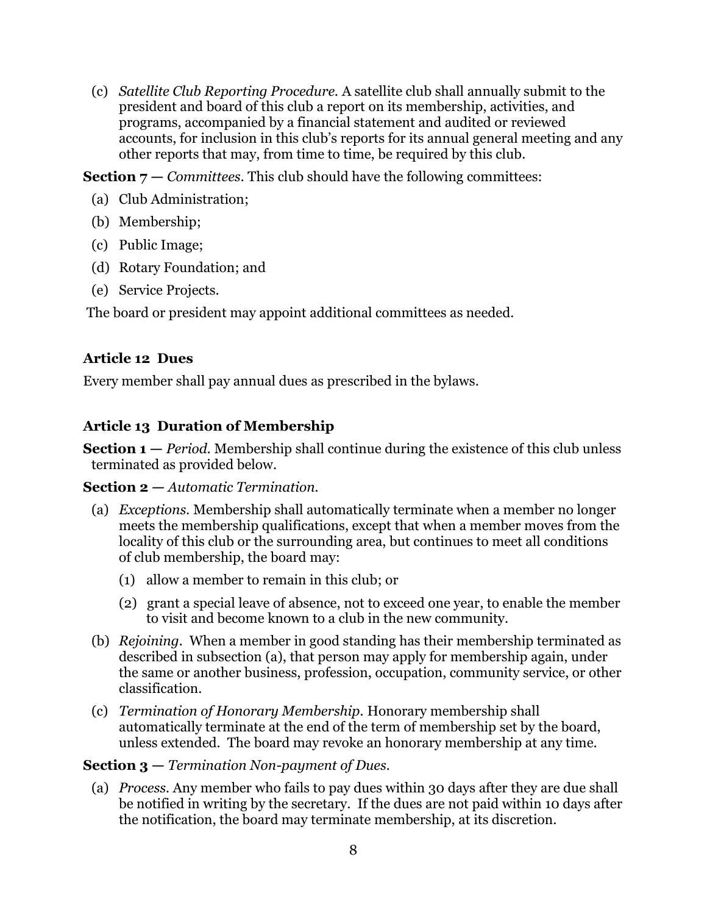(c) *Satellite Club Reporting Procedure.* A satellite club shall annually submit to the president and board of this club a report on its membership, activities, and programs, accompanied by a financial statement and audited or reviewed accounts, for inclusion in this club's reports for its annual general meeting and any other reports that may, from time to time, be required by this club.

**Section 7 —** *Committees.* This club should have the following committees:

(a) Club Administration;

(b) Membership;

(c) Public Image;

(d) Rotary Foundation; and

(e) Service Projects.

The board or president may appoint additional committees as needed.

### Article 12 Dues

Every member shall pay annual dues as prescribed in the bylaws.

### Article 13 Duration of Membership

**Section 1 —** *Period.* Membership shall continue during the existence of this club unless terminated as provided below.

**Section 2 —** *Automatic Termination.*

(a) *Exceptions.* Membership shall automatically terminate when a member no longer meets the membership qualifications, except that when a member moves from the locality of this club or the surrounding area, but continues to meet all conditions of club membership, the board may:

(1) allow a member to remain in this club; or

(2) grant a special leave of absence, not to exceed one year, to enable the member to visit and become known to a club in the new community.

(b) *Rejoining.* When a member in good standing has their membership terminated as described in subsection (a), that person may apply for membership again, under the same or another business, profession, occupation, community service, or other classification.

(c) *Termination of Honorary Membership.* Honorary membership shall automatically terminate at the end of the term of membership set by the board, unless extended. The board may revoke an honorary membership at any time.

**Section 3 —** *Termination Non-payment of Dues.*

(a) *Process.* Any member who fails to pay dues within 30 days after they are due shall be notified in writing by the secretary. If the dues are not paid within 10 days after the notification, the board may terminate membership, at its discretion.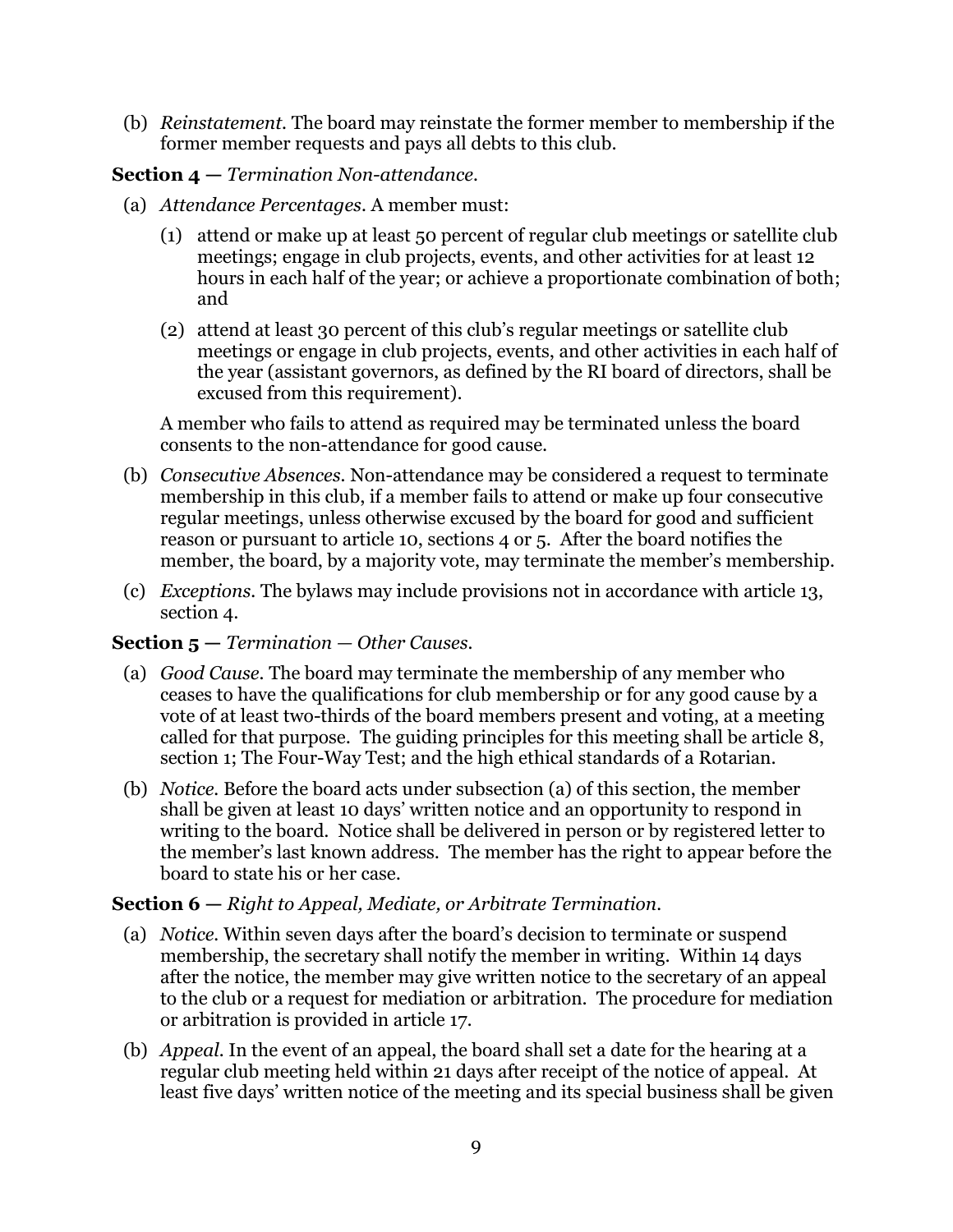(b) *Reinstatement.* The board may reinstate the former member to membership if the former member requests and pays all debts to this club.

**Section 4 —** *Termination Non-attendance.*

(a) *Attendance Percentages.* A member must:

(1) attend or make up at least 50 percent of regular club meetings or satellite club meetings; engage in club projects, events, and other activities for at least 12 hours in each half of the year; or achieve a proportionate combination of both; and

(2) attend at least 30 percent of this club's regular meetings or satellite club meetings or engage in club projects, events, and other activities in each half of the year (assistant governors, as defined by the RI board of directors, shall be excused from this requirement).

A member who fails to attend as required may be terminated unless the board consents to the non-attendance for good cause.

(b) *Consecutive Absences.* Non-attendance may be considered a request to terminate membership in this club, if a member fails to attend or make up four consecutive regular meetings, unless otherwise excused by the board for good and sufficient reason or pursuant to article 10, sections 4 or 5. After the board notifies the member, the board, by a majority vote, may terminate the member's membership.

(c) *Exceptions.* The bylaws may include provisions not in accordance with article 13, section 4.

**Section 5 —** *Termination — Other Causes.*

(a) *Good Cause.* The board may terminate the membership of any member who ceases to have the qualifications for club membership or for any good cause by a vote of at least two-thirds of the board members present and voting, at a meeting called for that purpose. The guiding principles for this meeting shall be article 8, section 1; The Four-Way Test; and the high ethical standards of a Rotarian.

(b) *Notice.* Before the board acts under subsection (a) of this section, the member shall be given at least 10 days' written notice and an opportunity to respond in writing to the board. Notice shall be delivered in person or by registered letter to the member's last known address. The member has the right to appear before the board to state his or her case.

**Section 6 —** *Right to Appeal, Mediate, or Arbitrate Termination.*

(a) *Notice.* Within seven days after the board's decision to terminate or suspend membership, the secretary shall notify the member in writing. Within 14 days after the notice, the member may give written notice to the secretary of an appeal to the club or a request for mediation or arbitration. The procedure for mediation or arbitration is provided in article 17.

(b) *Appeal.* In the event of an appeal, the board shall set a date for the hearing at a regular club meeting held within 21 days after receipt of the notice of appeal. At least five days' written notice of the meeting and its special business shall be given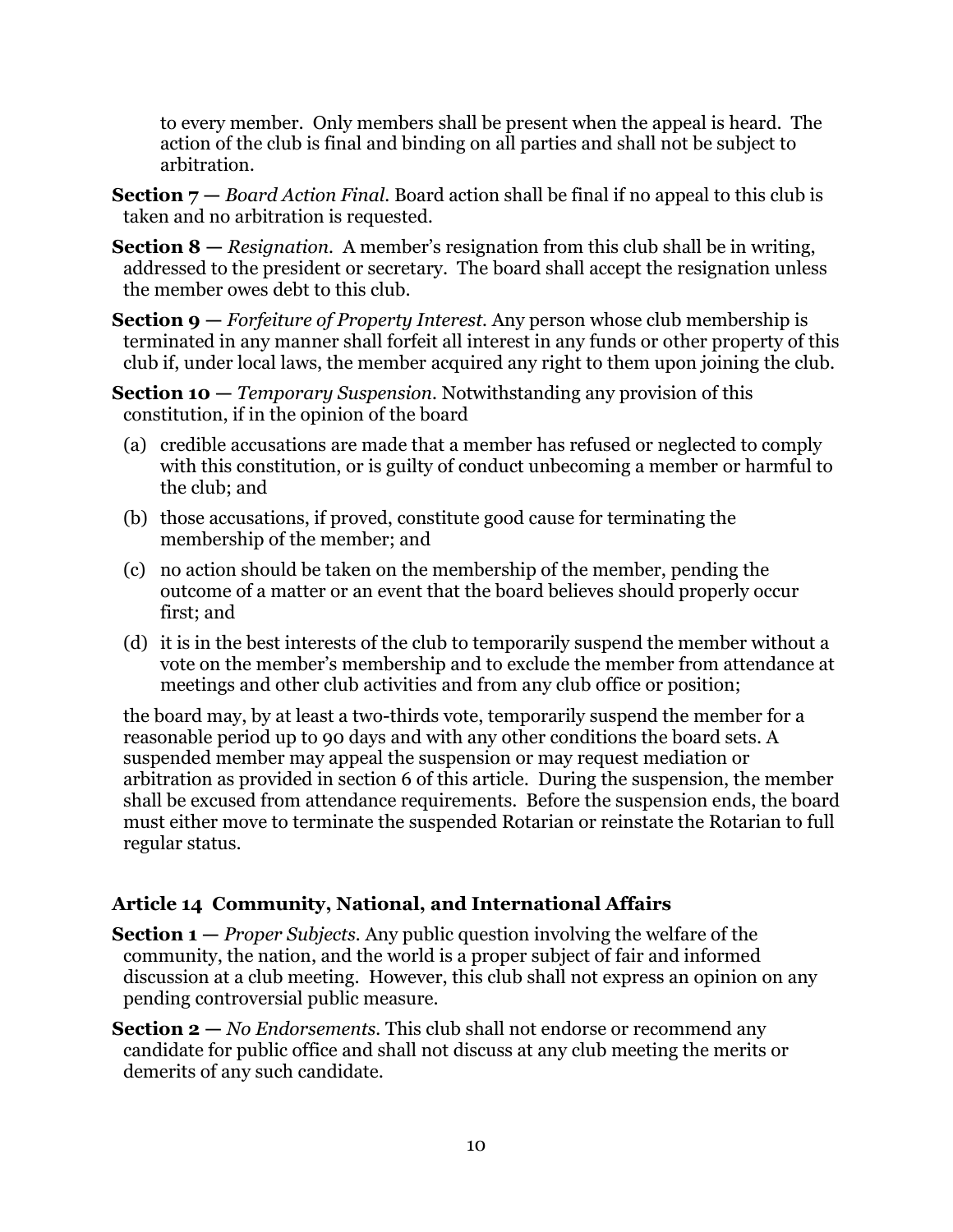to every member. Only members shall be present when the appeal is heard. The action of the club is final and binding on all parties and shall not be subject to arbitration.

**Section 7 —** *Board Action Final.* Board action shall be final if no appeal to this club is taken and no arbitration is requested.

**Section 8 —** *Resignation.* A member's resignation from this club shall be in writing, addressed to the president or secretary. The board shall accept the resignation unless the member owes debt to this club.

**Section 9 —** *Forfeiture of Property Interest.* Any person whose club membership is terminated in any manner shall forfeit all interest in any funds or other property of this club if, under local laws, the member acquired any right to them upon joining the club.

**Section 10 —** *Temporary Suspension.* Notwithstanding any provision of this constitution, if in the opinion of the board

(a) credible accusations are made that a member has refused or neglected to comply with this constitution, or is guilty of conduct unbecoming a member or harmful to the club; and

(b) those accusations, if proved, constitute good cause for terminating the membership of the member; and

(c) no action should be taken on the membership of the member, pending the outcome of a matter or an event that the board believes should properly occur first; and

(d) it is in the best interests of the club to temporarily suspend the member without a vote on the member's membership and to exclude the member from attendance at meetings and other club activities and from any club office or position;

the board may, by at least a two-thirds vote, temporarily suspend the member for a reasonable period up to 90 days and with any other conditions the board sets. A suspended member may appeal the suspension or may request mediation or arbitration as provided in section 6 of this article. During the suspension, the member shall be excused from attendance requirements. Before the suspension ends, the board must either move to terminate the suspended Rotarian or reinstate the Rotarian to full regular status.

## Article 14 Community, National, and International Affairs

**Section 1 —** *Proper Subjects.* Any public question involving the welfare of the community, the nation, and the world is a proper subject of fair and informed discussion at a club meeting. However, this club shall not express an opinion on any pending controversial public measure.

**Section 2 —** *No Endorsements.* This club shall not endorse or recommend any candidate for public office and shall not discuss at any club meeting the merits or demerits of any such candidate.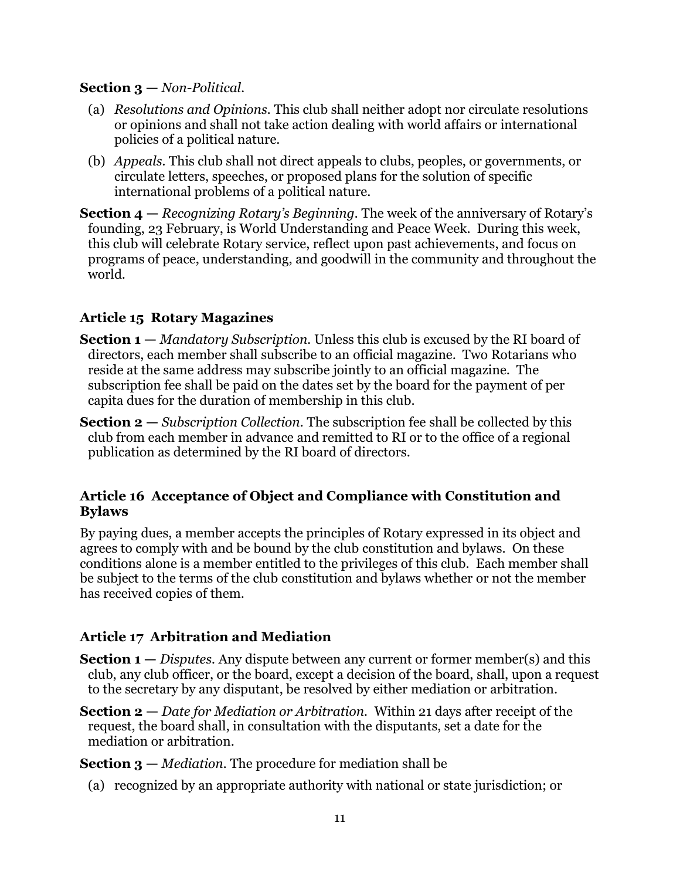**Section 3 —** *Non-Political.*

(a) *Resolutions and Opinions.* This club shall neither adopt nor circulate resolutions or opinions and shall not take action dealing with world affairs or international policies of a political nature.

(b) *Appeals.* This club shall not direct appeals to clubs, peoples, or governments, or circulate letters, speeches, or proposed plans for the solution of specific international problems of a political nature.

**Section 4 —** *Recognizing Rotary's Beginning.* The week of the anniversary of Rotary's founding, 23 February, is World Understanding and Peace Week. During this week, this club will celebrate Rotary service, reflect upon past achievements, and focus on programs of peace, understanding, and goodwill in the community and throughout the world.

### Article 15 Rotary Magazines

**Section 1 —** *Mandatory Subscription.* Unless this club is excused by the RI board of directors, each member shall subscribe to an official magazine. Two Rotarians who reside at the same address may subscribe jointly to an official magazine. The subscription fee shall be paid on the dates set by the board for the payment of per capita dues for the duration of membership in this club.

**Section 2 —** *Subscription Collection.* The subscription fee shall be collected by this club from each member in advance and remitted to RI or to the office of a regional publication as determined by the RI board of directors.

### Article 16 Acceptance of Object and Compliance with Constitution and Bylaws

By paying dues, a member accepts the principles of Rotary expressed in its object and agrees to comply with and be bound by the club constitution and bylaws. On these conditions alone is a member entitled to the privileges of this club. Each member shall be subject to the terms of the club constitution and bylaws whether or not the member has received copies of them.

### Article 17 Arbitration and Mediation

**Section 1 —** *Disputes.* Any dispute between any current or former member(s) and this club, any club officer, or the board, except a decision of the board, shall, upon a request to the secretary by any disputant, be resolved by either mediation or arbitration.

**Section 2 —** *Date for Mediation or Arbitration.* Within 21 days after receipt of the request, the board shall, in consultation with the disputants, set a date for the mediation or arbitration.

**Section 3 —** *Mediation.* The procedure for mediation shall be

(a) recognized by an appropriate authority with national or state jurisdiction; or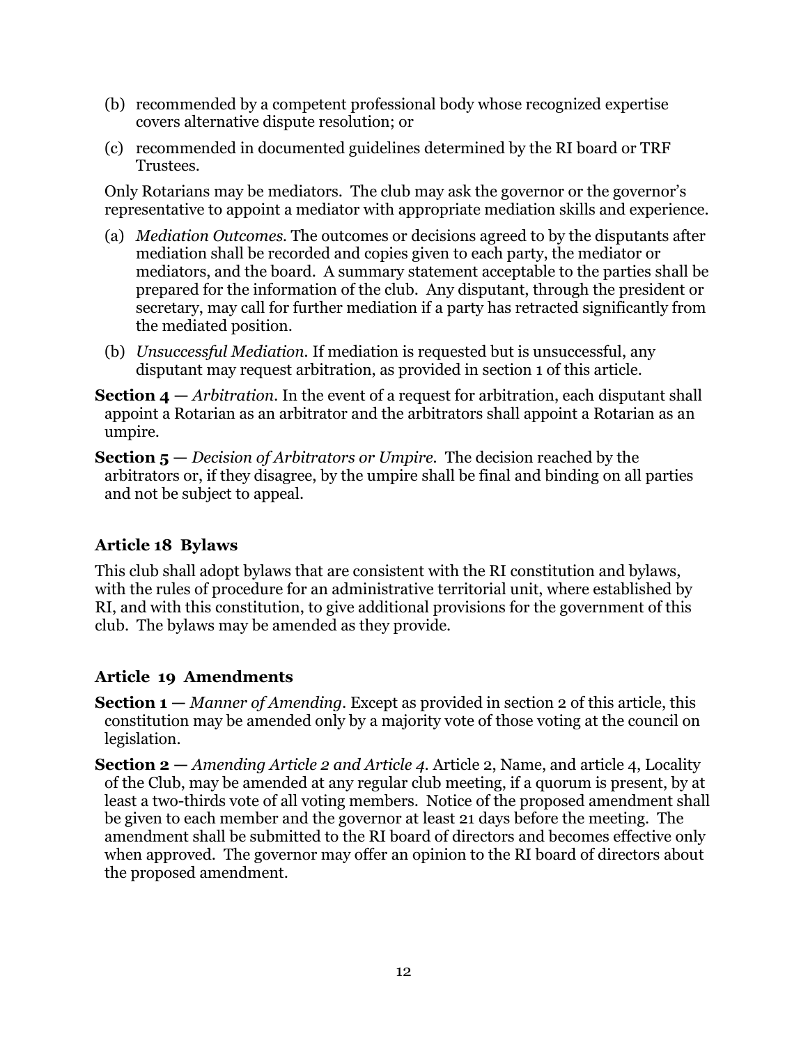(b) recommended by a competent professional body whose recognized expertise covers alternative dispute resolution; or

(c) recommended in documented guidelines determined by the RI board or TRF Trustees.

Only Rotarians may be mediators. The club may ask the governor or the governor's representative to appoint a mediator with appropriate mediation skills and experience.

(a) *Mediation Outcomes.* The outcomes or decisions agreed to by the disputants after mediation shall be recorded and copies given to each party, the mediator or mediators, and the board. A summary statement acceptable to the parties shall be prepared for the information of the club. Any disputant, through the president or secretary, may call for further mediation if a party has retracted significantly from the mediated position.

(b) *Unsuccessful Mediation.* If mediation is requested but is unsuccessful, any disputant may request arbitration, as provided in section 1 of this article.

**Section 4 —** *Arbitration.* In the event of a request for arbitration, each disputant shall appoint a Rotarian as an arbitrator and the arbitrators shall appoint a Rotarian as an umpire.

**Section 5 —** *Decision of Arbitrators or Umpire.* The decision reached by the arbitrators or, if they disagree, by the umpire shall be final and binding on all parties and not be subject to appeal.

### Article 18 Bylaws

This club shall adopt bylaws that are consistent with the RI constitution and bylaws, with the rules of procedure for an administrative territorial unit, where established by RI, and with this constitution, to give additional provisions for the government of this club. The bylaws may be amended as they provide.

### Article 19 Amendments

**Section 1 —** *Manner of Amending.* Except as provided in section 2 of this article, this constitution may be amended only by a majority vote of those voting at the council on legislation.

**Section 2 —** *Amending Article 2 and Article 4.* Article 2, Name, and article 4, Locality of the Club, may be amended at any regular club meeting, if a quorum is present, by at least a two-thirds vote of all voting members. Notice of the proposed amendment shall be given to each member and the governor at least 21 days before the meeting. The amendment shall be submitted to the RI board of directors and becomes effective only when approved. The governor may offer an opinion to the RI board of directors about the proposed amendment.